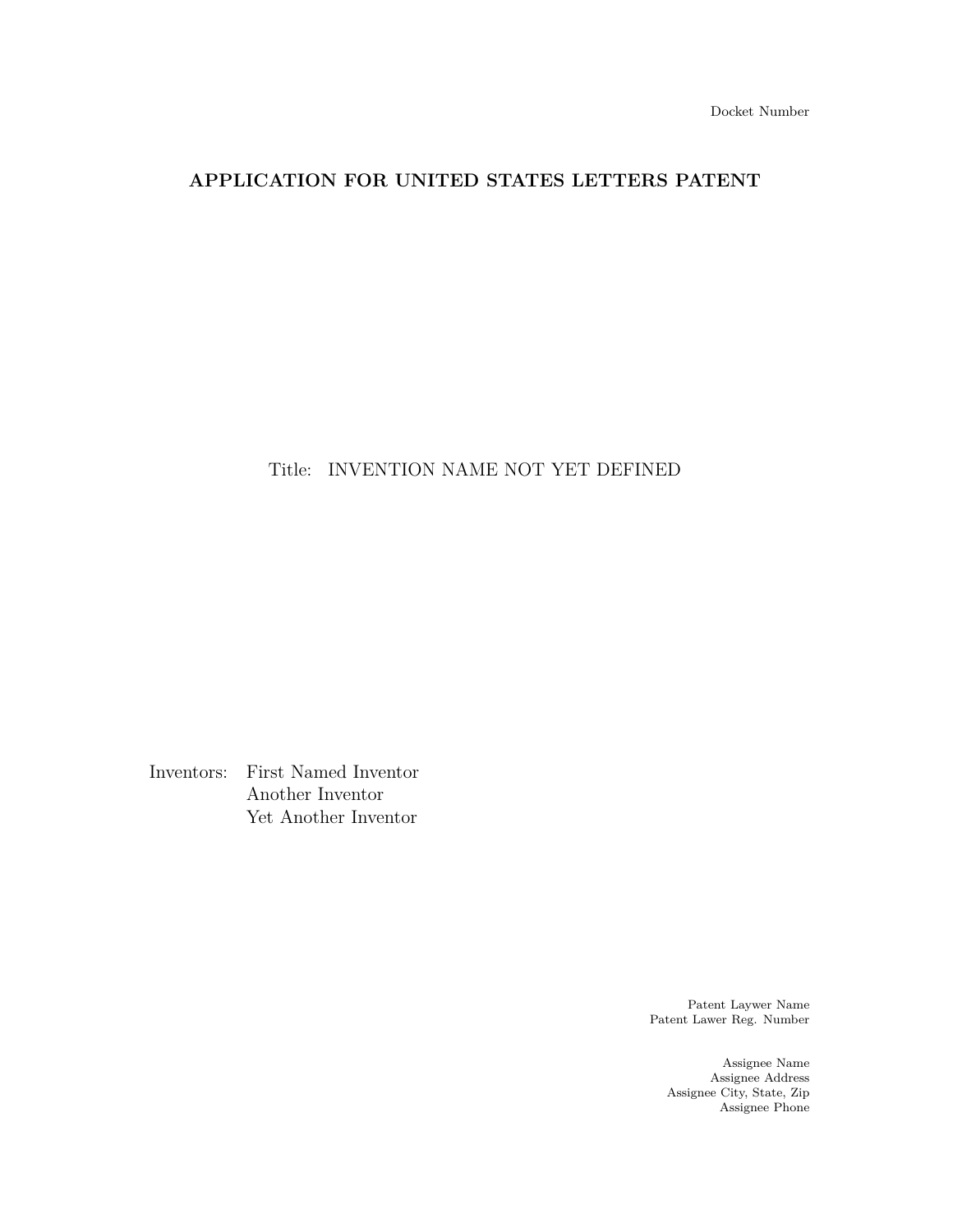Docket Number

## APPLICATION FOR UNITED STATES LETTERS PATENT

Title: INVENTION NAME NOT YET DEFINED

Inventors: First Named Inventor
Another Inventor
Yet Another Inventor

Patent Laywer Name
Patent Lawer Reg. Number

Assignee Name
Assignee Address
Assignee City, State, Zip
Assignee Phone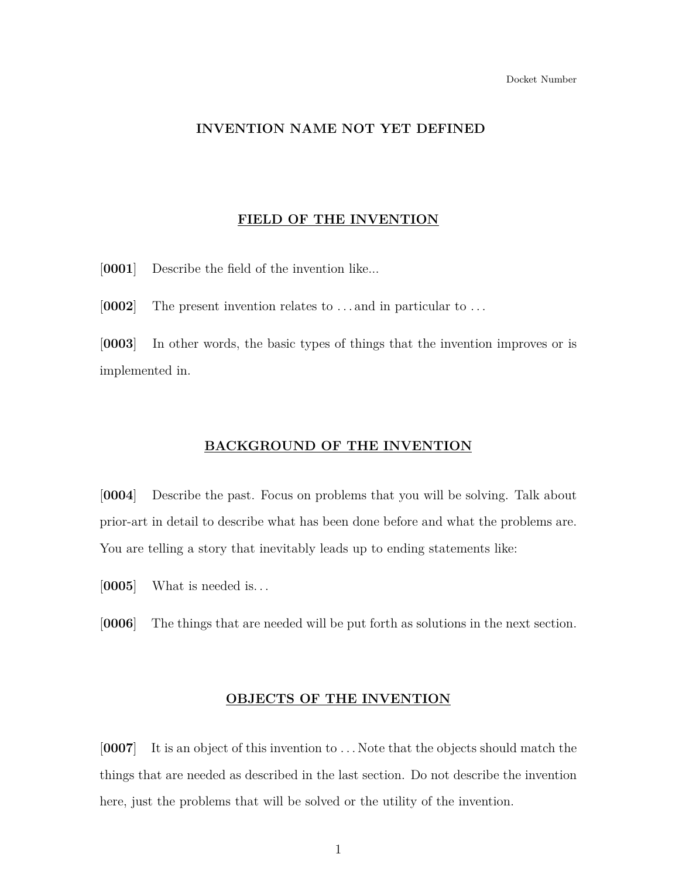Docket Number

# INVENTION NAME NOT YET DEFINED

## FIELD OF THE INVENTION

[**0001**] Describe the field of the invention like...

[**0002**] The present invention relates to . . . and in particular to . . .

[**0003**] In other words, the basic types of things that the invention improves or is implemented in.

## BACKGROUND OF THE INVENTION

[**0004**] Describe the past. Focus on problems that you will be solving. Talk about prior-art in detail to describe what has been done before and what the problems are. You are telling a story that inevitably leads up to ending statements like:

[**0005**] What is needed is. . .

[**0006**] The things that are needed will be put forth as solutions in the next section.

## OBJECTS OF THE INVENTION

[**0007**] It is an object of this invention to . . . Note that the objects should match the things that are needed as described in the last section. Do not describe the invention here, just the problems that will be solved or the utility of the invention.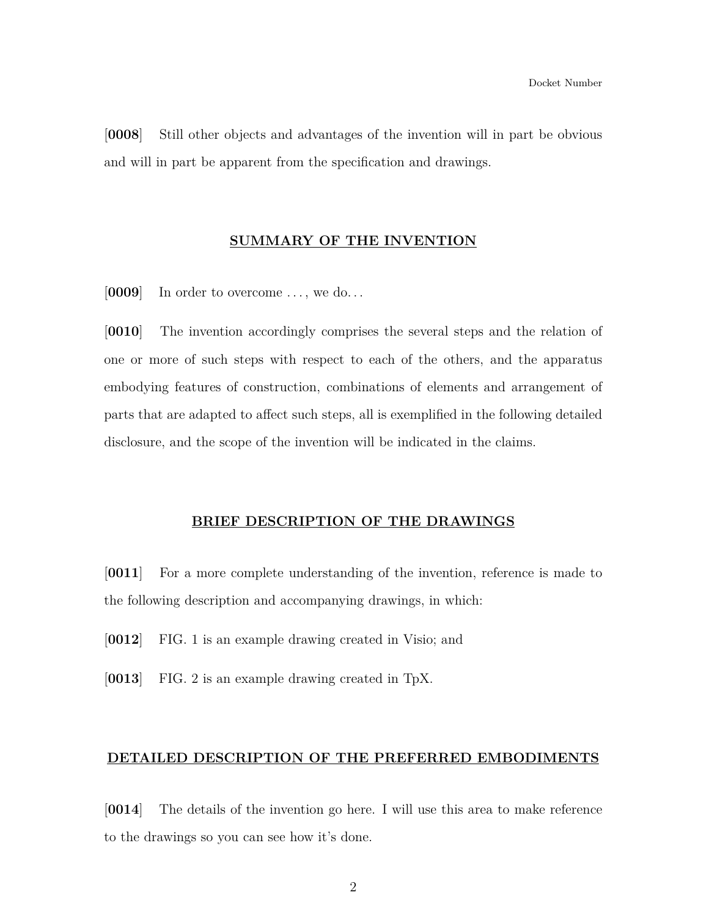[**0008**] Still other objects and advantages of the invention will in part be obvious and will in part be apparent from the specification and drawings.

## SUMMARY OF THE INVENTION

[**0009**] In order to overcome . . . , we do. . .

[**0010**] The invention accordingly comprises the several steps and the relation of one or more of such steps with respect to each of the others, and the apparatus embodying features of construction, combinations of elements and arrangement of parts that are adapted to affect such steps, all is exemplified in the following detailed disclosure, and the scope of the invention will be indicated in the claims.

## BRIEF DESCRIPTION OF THE DRAWINGS

[**0011**] For a more complete understanding of the invention, reference is made to the following description and accompanying drawings, in which:

[**0012**] FIG. 1 is an example drawing created in Visio; and

[**0013**] FIG. 2 is an example drawing created in TpX.

## DETAILED DESCRIPTION OF THE PREFERRED EMBODIMENTS

[**0014**] The details of the invention go here. I will use this area to make reference to the drawings so you can see how it's done.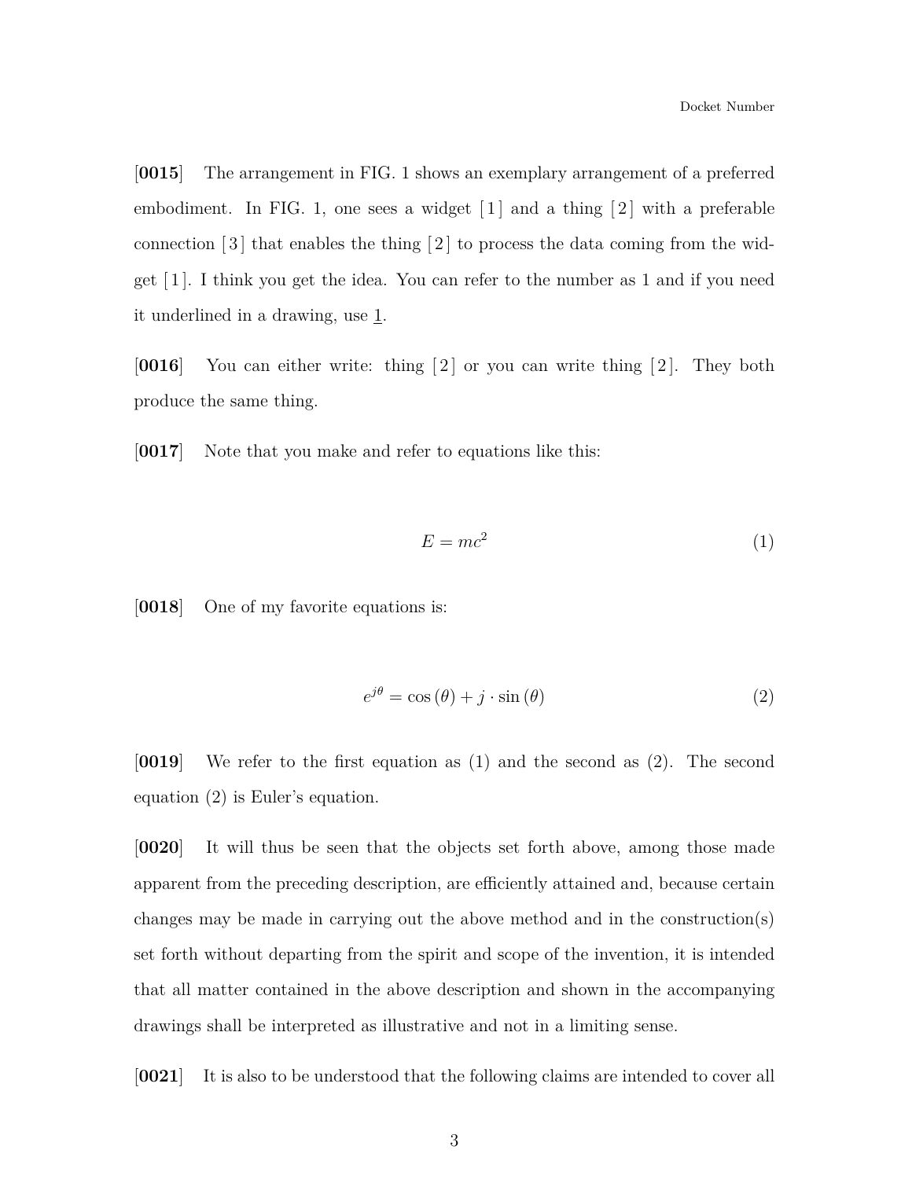**[0015]** The arrangement in FIG. 1 shows an exemplary arrangement of a preferred embodiment. In FIG. 1, one sees a widget [1] and a thing [2] with a preferable connection [3] that enables the thing [2] to process the data coming from the widget [1]. I think you get the idea. You can refer to the number as 1 and if you need it underlined in a drawing, use $\underline{1}$.

**[0016]** You can either write: thing [2] or you can write thing [2]. They both produce the same thing.

**[0017]** Note that you make and refer to equations like this:

$$E = mc^2 \tag{1}$$

**[0018]** One of my favorite equations is:

$$e^{j\theta} = \cos(\theta) + j \cdot \sin(\theta) \tag{2}$$

**[0019]** We refer to the first equation as (1) and the second as (2). The second equation (2) is Euler's equation.

**[0020]** It will thus be seen that the objects set forth above, among those made apparent from the preceding description, are efficiently attained and, because certain changes may be made in carrying out the above method and in the construction(s) set forth without departing from the spirit and scope of the invention, it is intended that all matter contained in the above description and shown in the accompanying drawings shall be interpreted as illustrative and not in a limiting sense.

**[0021]** It is also to be understood that the following claims are intended to cover all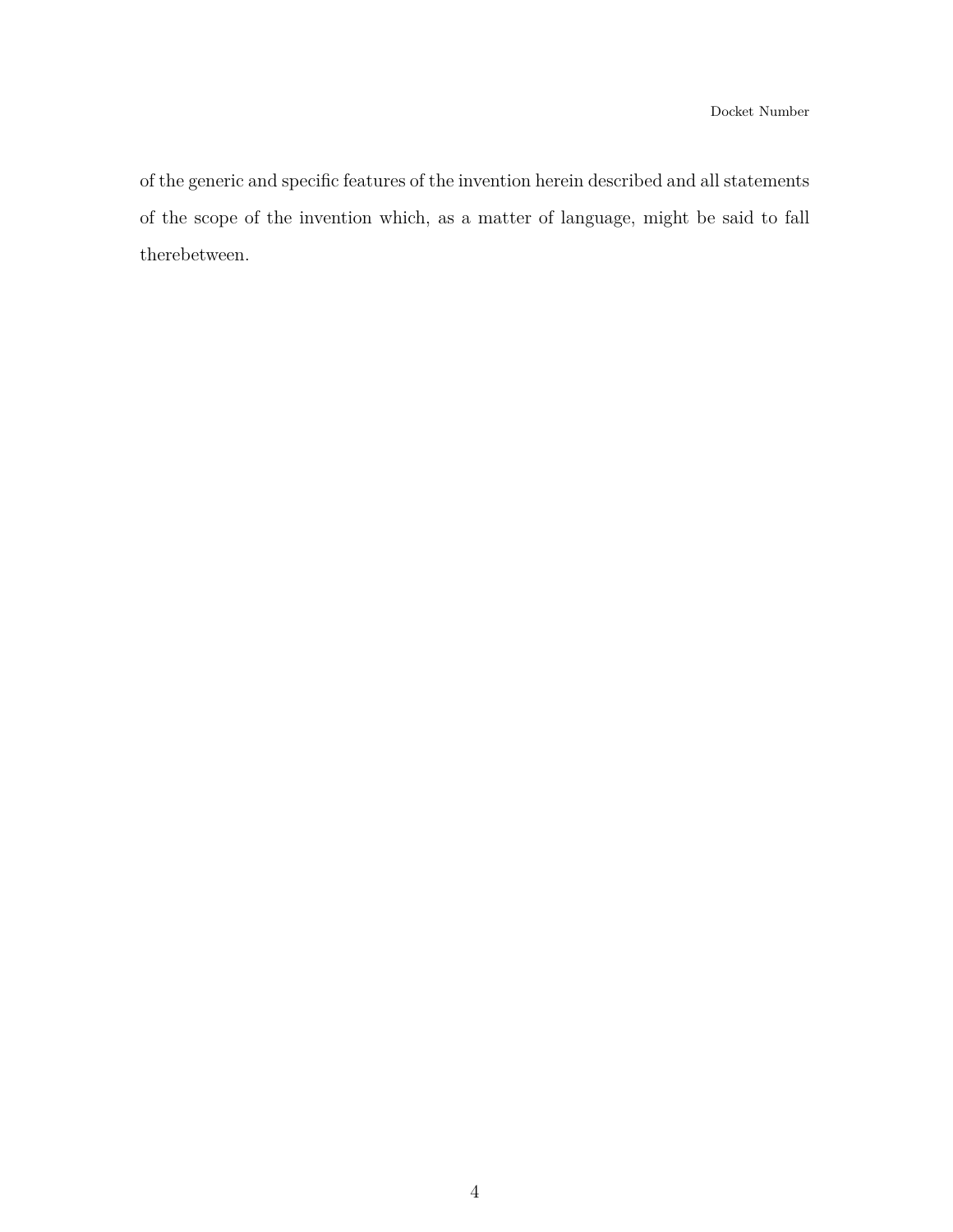of the generic and specific features of the invention herein described and all statements of the scope of the invention which, as a matter of language, might be said to fall therebetween.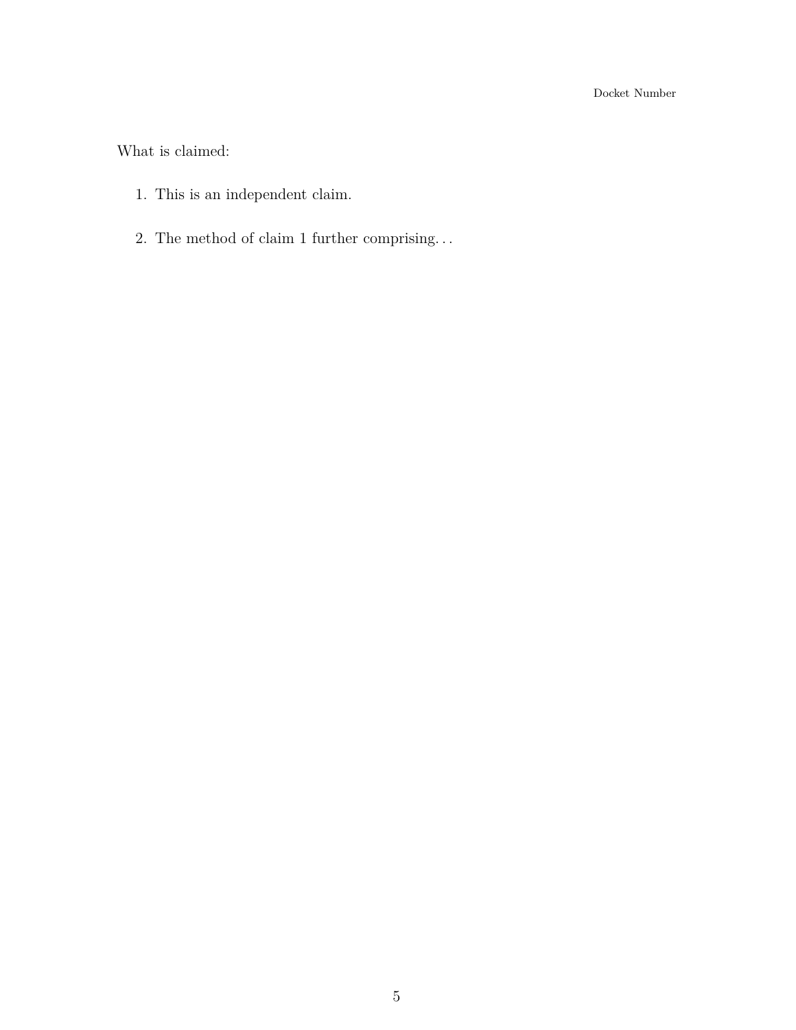What is claimed:

1. This is an independent claim.

2. The method of claim 1 further comprising...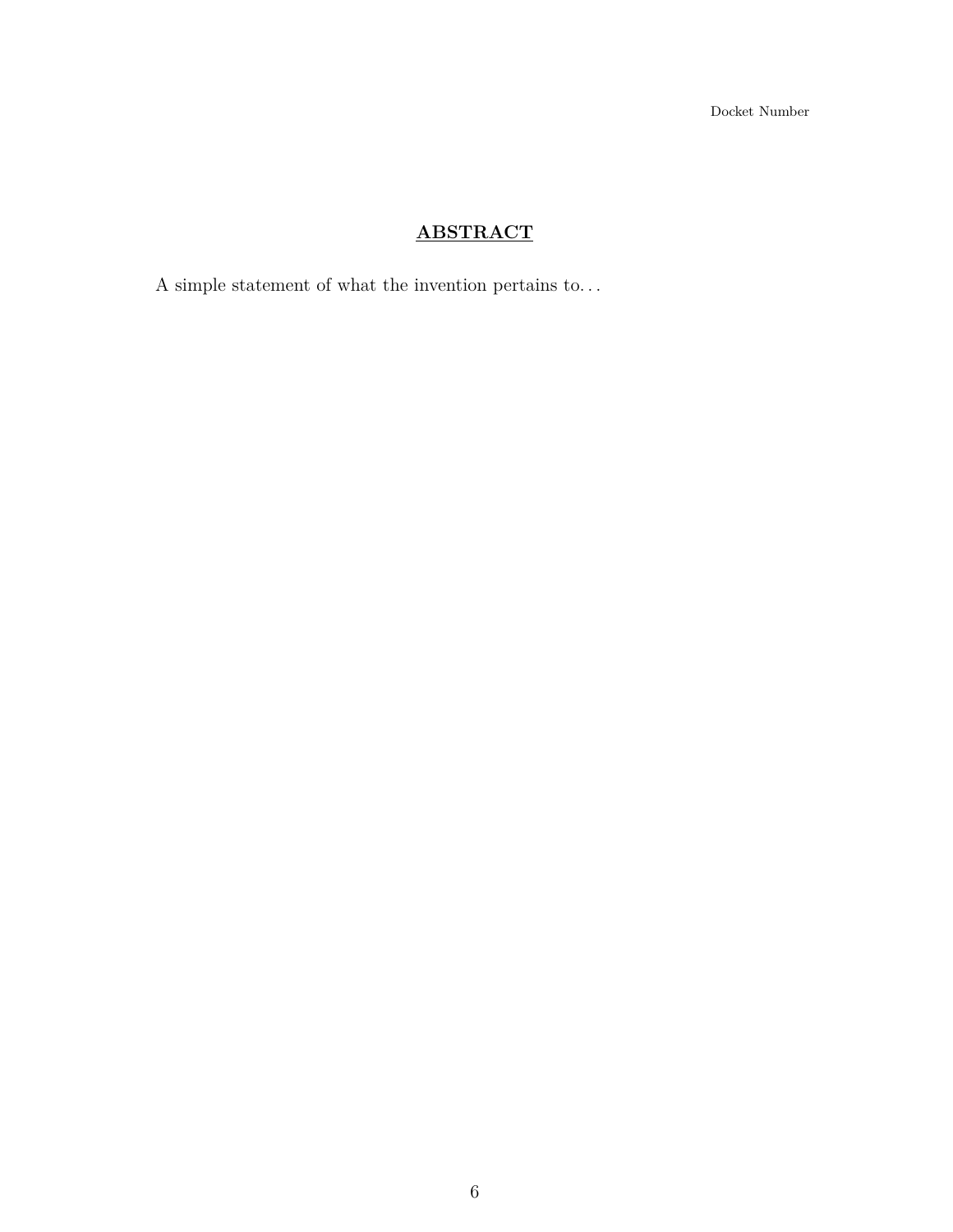## ABSTRACT

A simple statement of what the invention pertains to…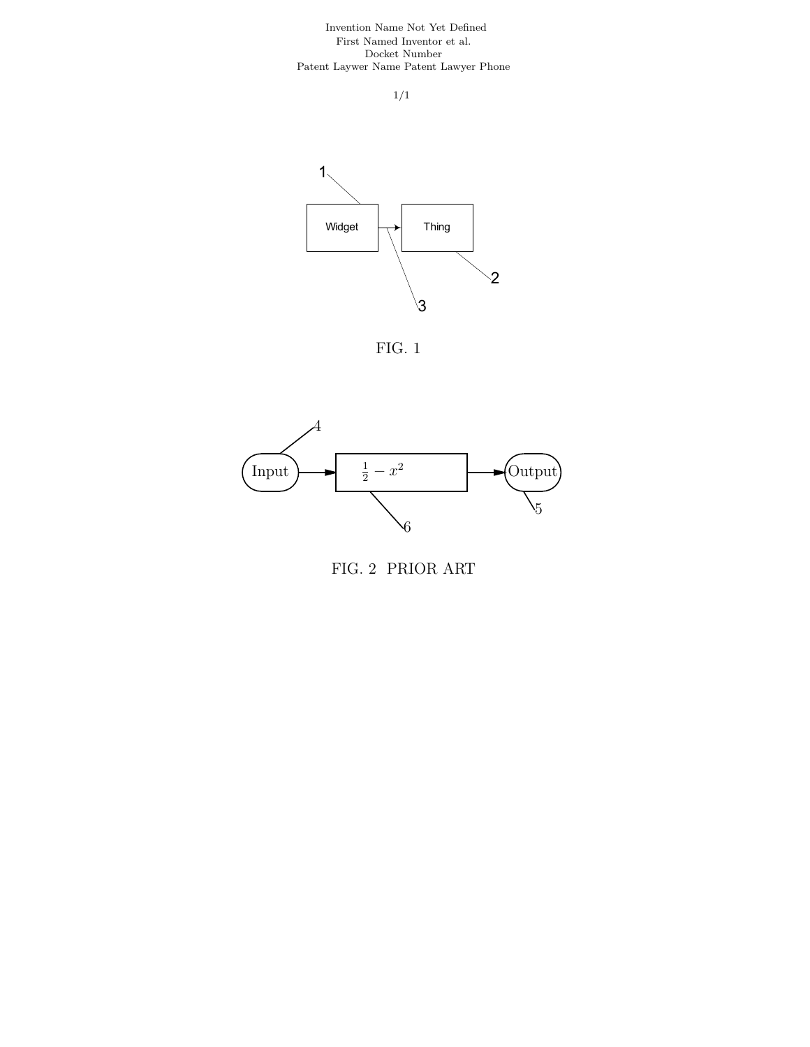Invention Name Not Yet Defined
First Named Inventor et al.
Docket Number
Patent Laywer Name Patent Lawyer Phone

1

Widget

Thing

2

3

FIG. 1

4

Input

$\frac{1}{2} - x^2$

Output

5

6

FIG. 2 PRIOR ART